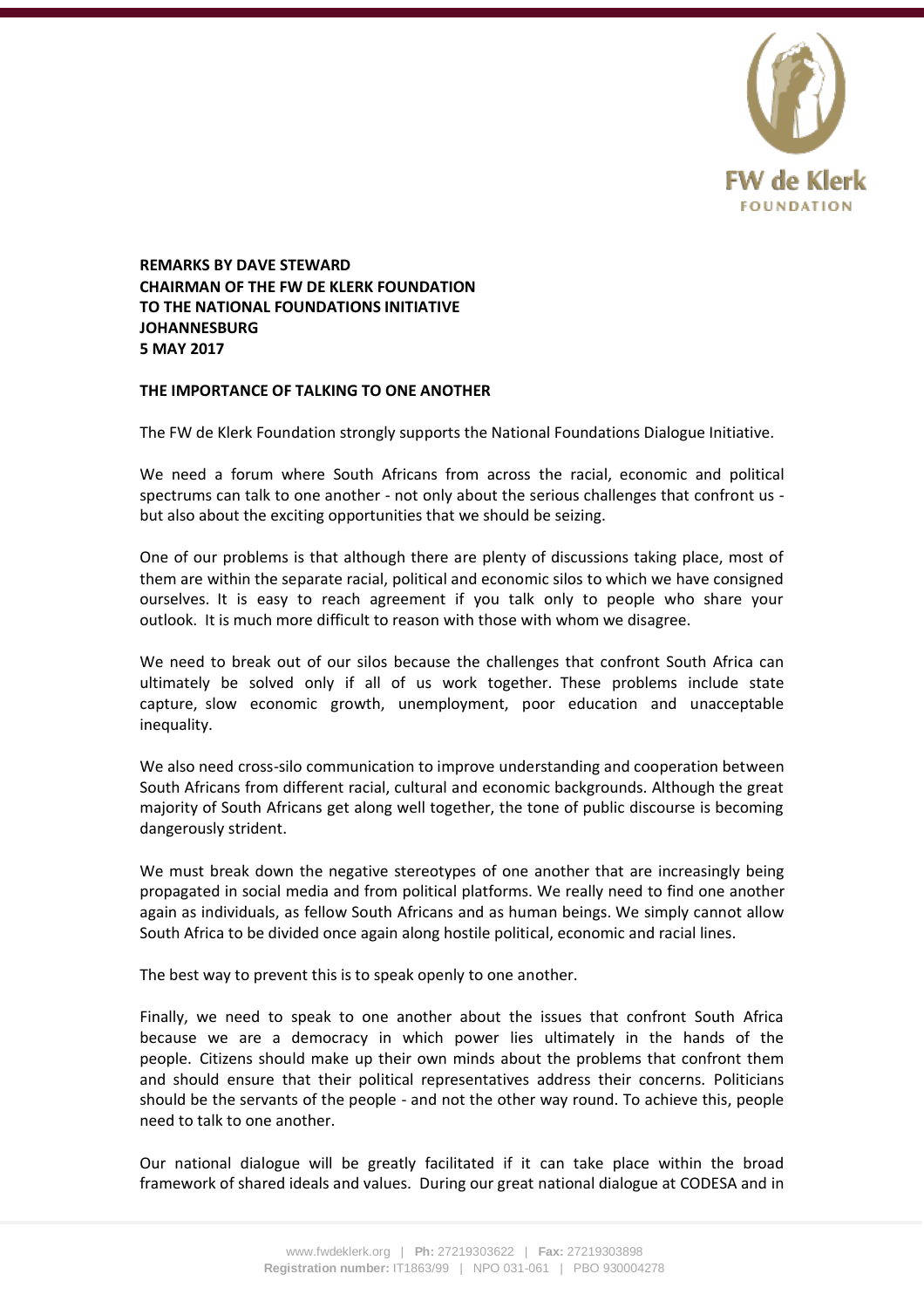**REMARKS BY DAVE STEWARD**
**CHAIRMAN OF THE FW DE KLERK FOUNDATION**
**TO THE NATIONAL FOUNDATIONS INITIATIVE**
**JOHANNESBURG**
**5 MAY 2017**

## THE IMPORTANCE OF TALKING TO ONE ANOTHER

The FW de Klerk Foundation strongly supports the National Foundations Dialogue Initiative.

We need a forum where South Africans from across the racial, economic and political spectrums can talk to one another - not only about the serious challenges that confront us - but also about the exciting opportunities that we should be seizing.

One of our problems is that although there are plenty of discussions taking place, most of them are within the separate racial, political and economic silos to which we have consigned ourselves. It is easy to reach agreement if you talk only to people who share your outlook. It is much more difficult to reason with those with whom we disagree.

We need to break out of our silos because the challenges that confront South Africa can ultimately be solved only if all of us work together. These problems include state capture, slow economic growth, unemployment, poor education and unacceptable inequality.

We also need cross-silo communication to improve understanding and cooperation between South Africans from different racial, cultural and economic backgrounds. Although the great majority of South Africans get along well together, the tone of public discourse is becoming dangerously strident.

We must break down the negative stereotypes of one another that are increasingly being propagated in social media and from political platforms. We really need to find one another again as individuals, as fellow South Africans and as human beings. We simply cannot allow South Africa to be divided once again along hostile political, economic and racial lines.

The best way to prevent this is to speak openly to one another.

Finally, we need to speak to one another about the issues that confront South Africa because we are a democracy in which power lies ultimately in the hands of the people. Citizens should make up their own minds about the problems that confront them and should ensure that their political representatives address their concerns. Politicians should be the servants of the people - and not the other way round. To achieve this, people need to talk to one another.

Our national dialogue will be greatly facilitated if it can take place within the broad framework of shared ideals and values. During our great national dialogue at CODESA and in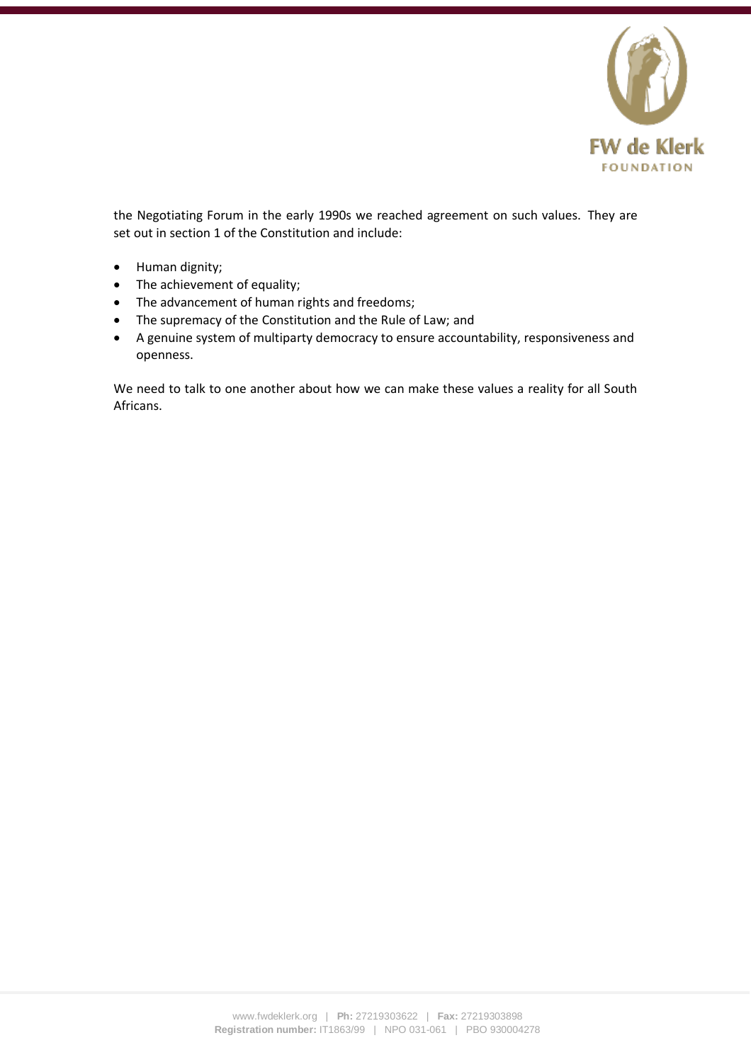the Negotiating Forum in the early 1990s we reached agreement on such values. They are set out in section 1 of the Constitution and include:

- Human dignity;
- The achievement of equality;
- The advancement of human rights and freedoms;
- The supremacy of the Constitution and the Rule of Law; and
- A genuine system of multiparty democracy to ensure accountability, responsiveness and openness.

We need to talk to one another about how we can make these values a reality for all South Africans.